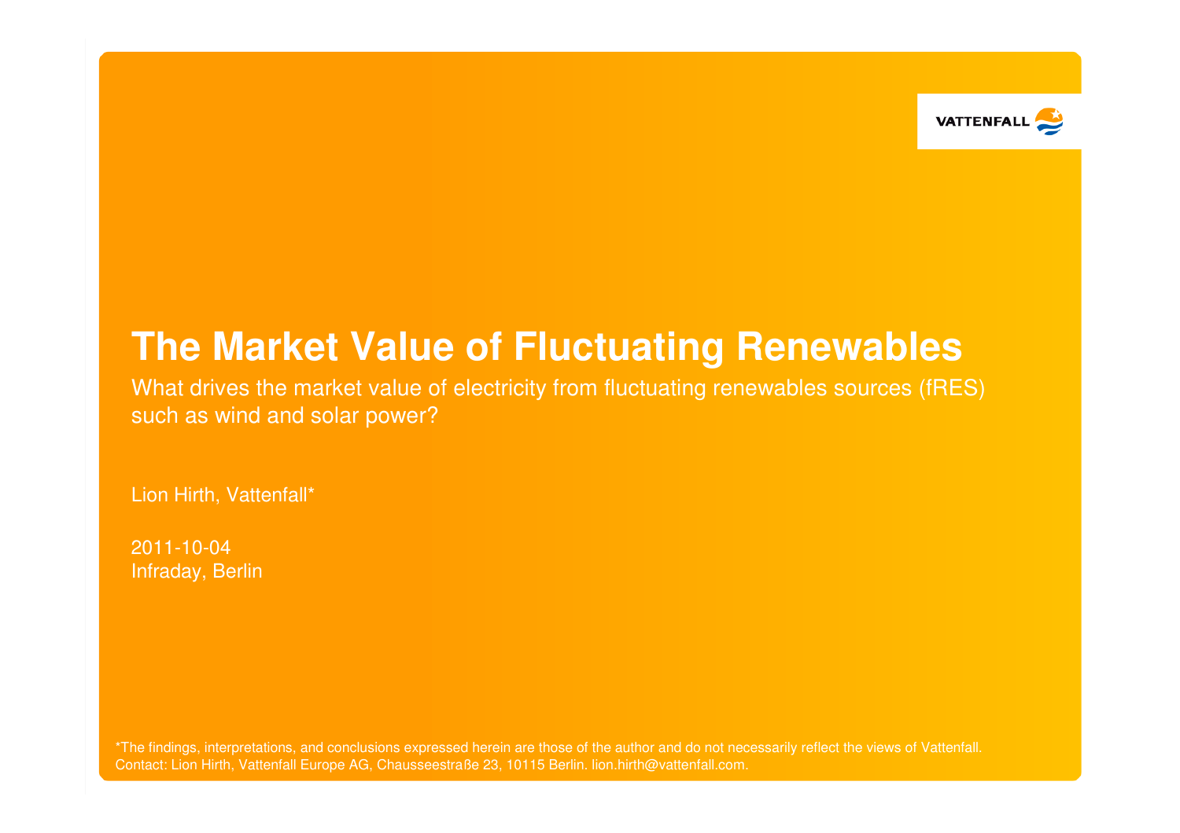VATTENFALL

# The Market Value of Fluctuating Renewables

What drives the market value of electricity from fluctuating renewables sources (fRES) such as wind and solar power?

Lion Hirth, Vattenfall*

2011-10-04
Infraday, Berlin

*The findings, interpretations, and conclusions expressed herein are those of the author and do not necessarily reflect the views of Vattenfall.
Contact: Lion Hirth, Vattenfall Europe AG, Chausseestraße 23, 10115 Berlin. lion.hirth@vattenfall.com.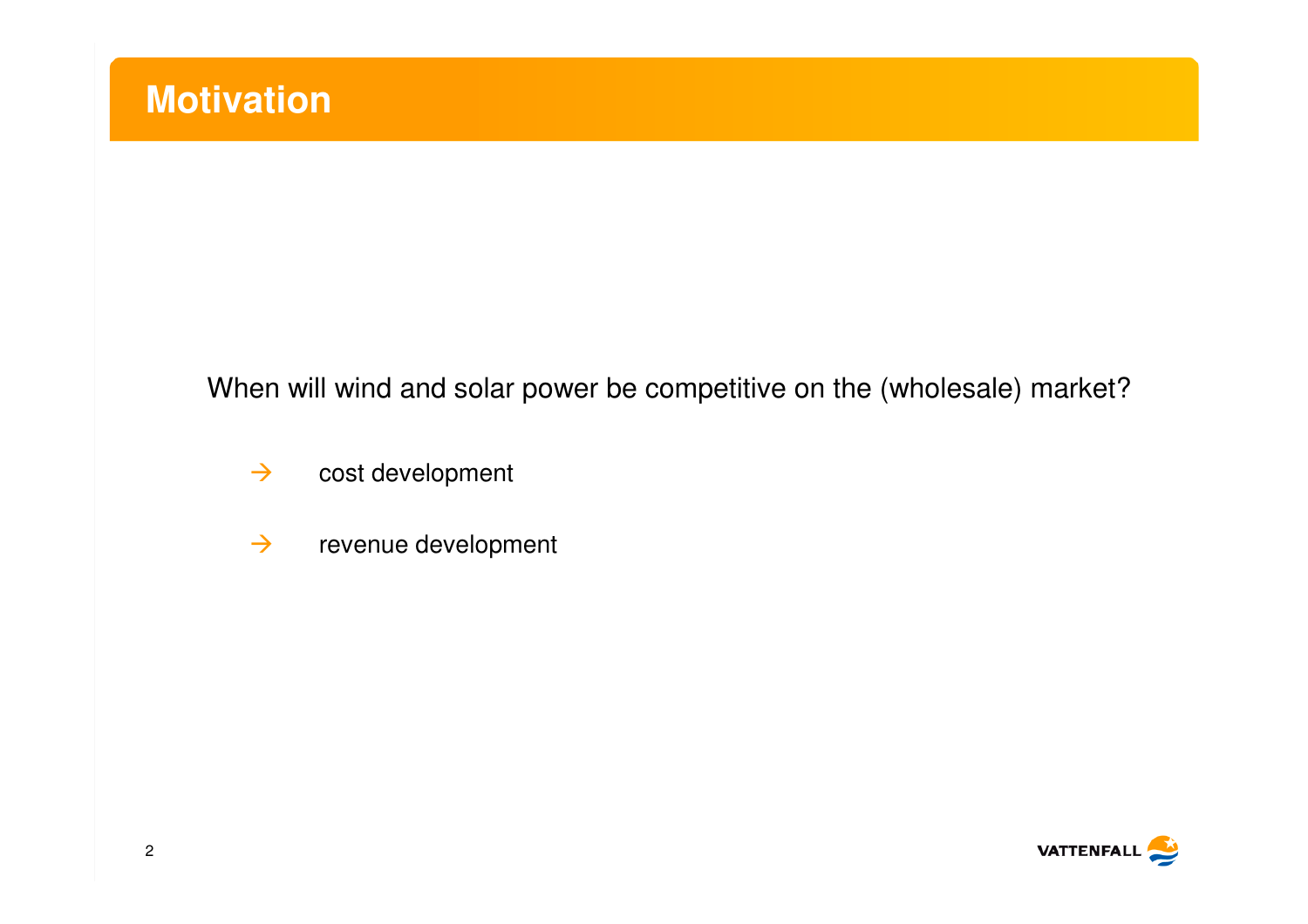# Motivation

When will wind and solar power be competitive on the (wholesale) market?

→ cost development

→ revenue development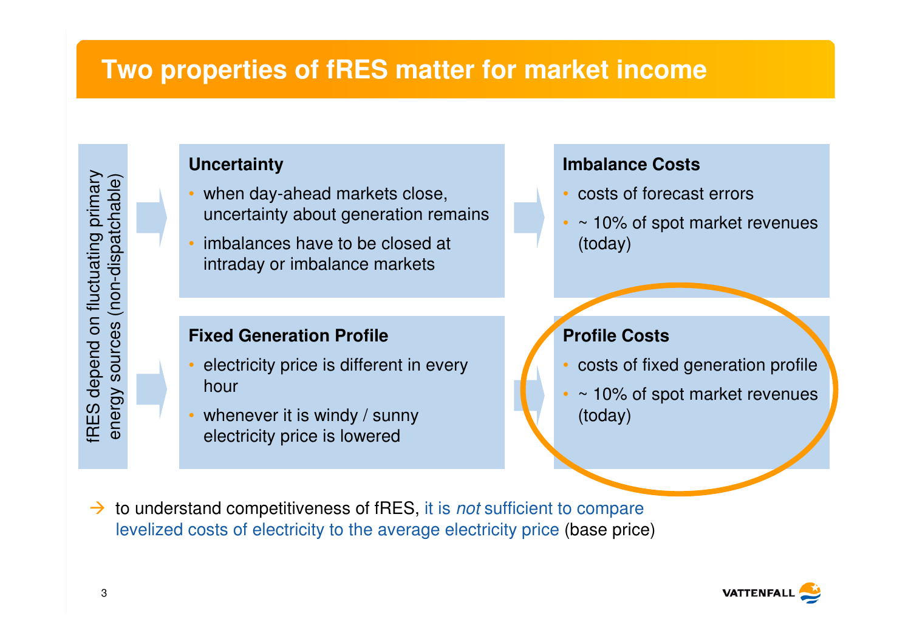# Two properties of fRES matter for market income

fRES depend on fluctuating primary energy sources (non-dispatchable)

**Uncertainty**

- when day-ahead markets close, uncertainty about generation remains
- imbalances have to be closed at intraday or imbalance markets

**Imbalance Costs**

- costs of forecast errors
- ~ 10% of spot market revenues (today)

**Fixed Generation Profile**

- electricity price is different in every hour
- whenever it is windy / sunny electricity price is lowered

**Profile Costs**

- costs of fixed generation profile
- ~ 10% of spot market revenues (today)

→ to understand competitiveness of fRES, it is *not* sufficient to compare levelized costs of electricity to the average electricity price (base price)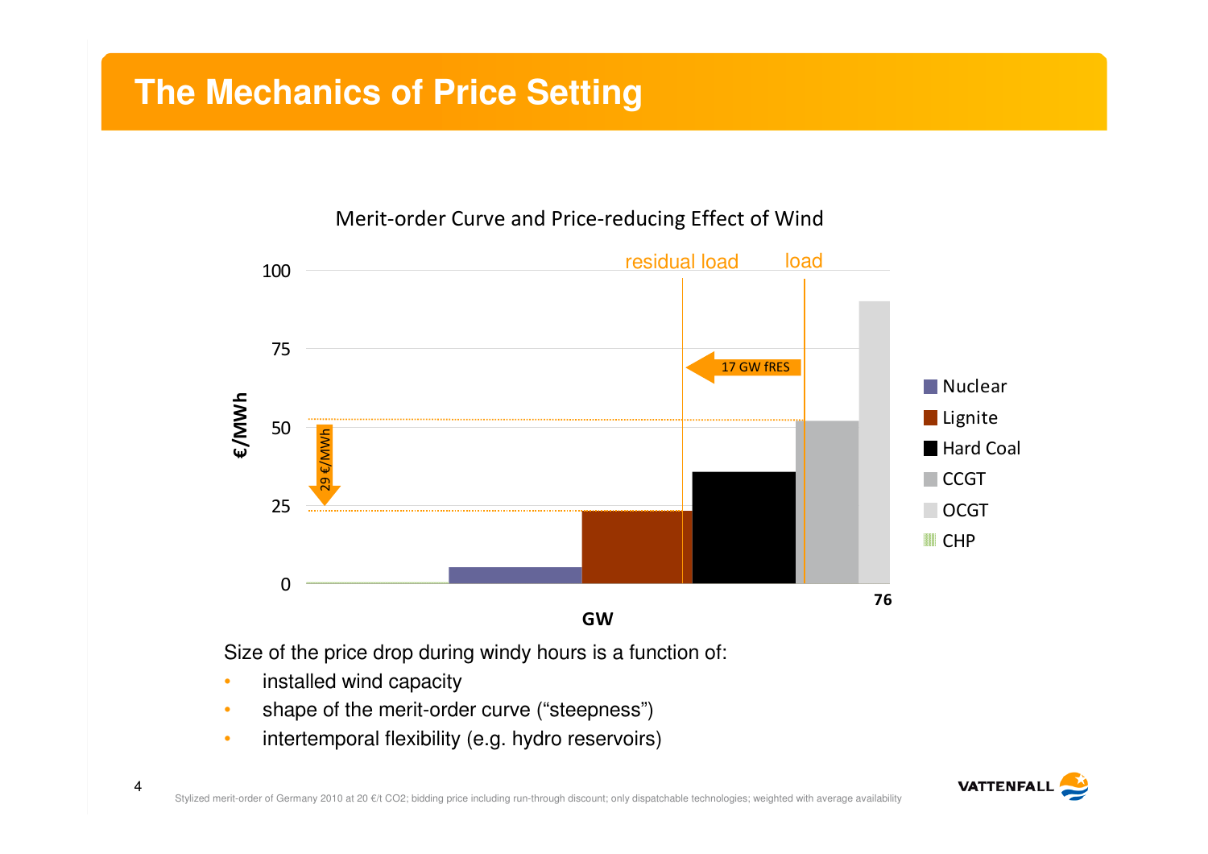# The Mechanics of Price Setting

Merit-order Curve and Price-reducing Effect of Wind

100
75
50
25
0

€/MWh

residual load
load

17 GW fRES

29 €/MWh

76

GW

Nuclear
Lignite
Hard Coal
CCGT
OCGT
CHP

Size of the price drop during windy hours is a function of:

- installed wind capacity
- shape of the merit-order curve ("steepness")
- intertemporal flexibility (e.g. hydro reservoirs)

Stylized merit-order of Germany 2010 at 20 €/t CO2; bidding price including run-through discount; only dispatchable technologies; weighted with average availability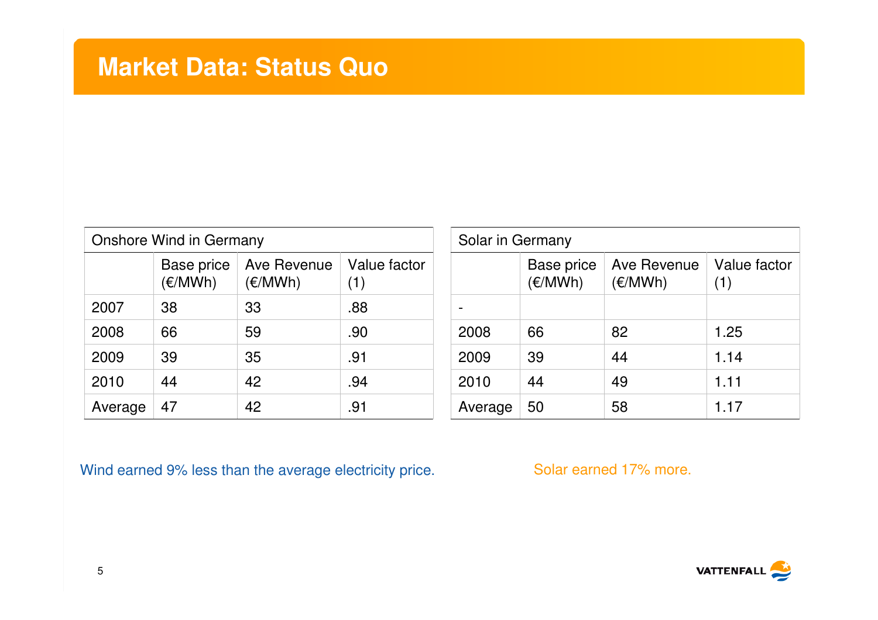# Market Data: Status Quo

| Onshore Wind in Germany | | | |
|---|---|---|---|
| | Base price (€/MWh) | Ave Revenue (€/MWh) | Value factor (1) |
| 2007 | 38 | 33 | .88 |
| 2008 | 66 | 59 | .90 |
| 2009 | 39 | 35 | .91 |
| 2010 | 44 | 42 | .94 |
| Average | 47 | 42 | .91 |

| Solar in Germany | | | |
|---|---|---|---|
| | Base price (€/MWh) | Ave Revenue (€/MWh) | Value factor (1) |
| - | | | |
| 2008 | 66 | 82 | 1.25 |
| 2009 | 39 | 44 | 1.14 |
| 2010 | 44 | 49 | 1.11 |
| Average | 50 | 58 | 1.17 |

Wind earned 9% less than the average electricity price.

Solar earned 17% more.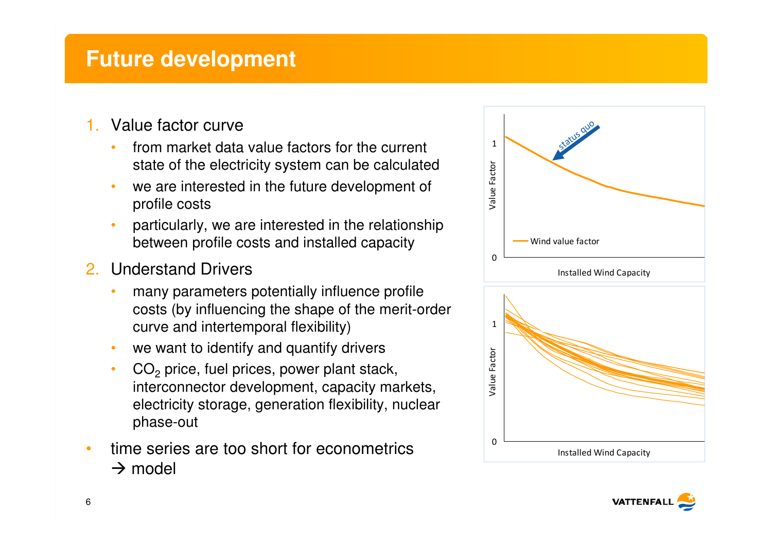# Future development

1. Value factor curve
   - from market data value factors for the current state of the electricity system can be calculated
   - we are interested in the future development of profile costs
   - particularly, we are interested in the relationship between profile costs and installed capacity
2. Understand Drivers
   - many parameters potentially influence profile costs (by influencing the shape of the merit-order curve and intertemporal flexibility)
   - we want to identify and quantify drivers
   - $CO_2$ price, fuel prices, power plant stack, interconnector development, capacity markets, electricity storage, generation flexibility, nuclear phase-out

- time series are too short for econometrics → model

status quo

1

0

Value Factor

Wind value factor

Installed Wind Capacity

1

0

Value Factor

Installed Wind Capacity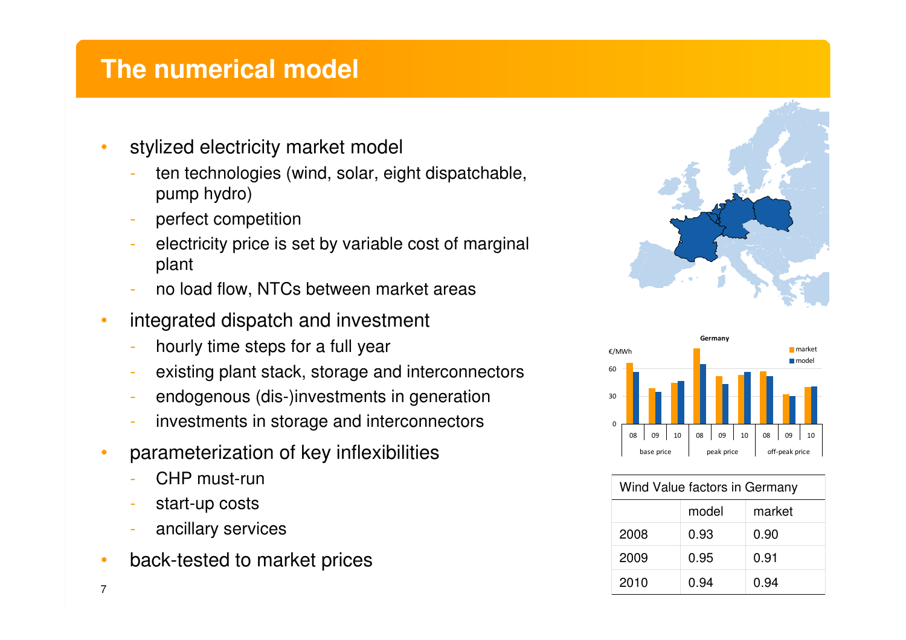# The numerical model

- stylized electricity market model
  - ten technologies (wind, solar, eight dispatchable, pump hydro)
  - perfect competition
  - electricity price is set by variable cost of marginal plant
  - no load flow, NTCs between market areas
- integrated dispatch and investment
  - hourly time steps for a full year
  - existing plant stack, storage and interconnectors
  - endogenous (dis-)investments in generation
  - investments in storage and interconnectors
- parameterization of key inflexibilities
  - CHP must-run
  - start-up costs
  - ancillary services
- back-tested to market prices

Germany

€/MWh

market
model

60
30
0

08 09 10 08 09 10 08 09 10

base price
peak price
off-peak price

| Wind Value factors in Germany | | |
|---|---|---|
| | model | market |
| 2008 | 0.93 | 0.90 |
| 2009 | 0.95 | 0.91 |
| 2010 | 0.94 | 0.94 |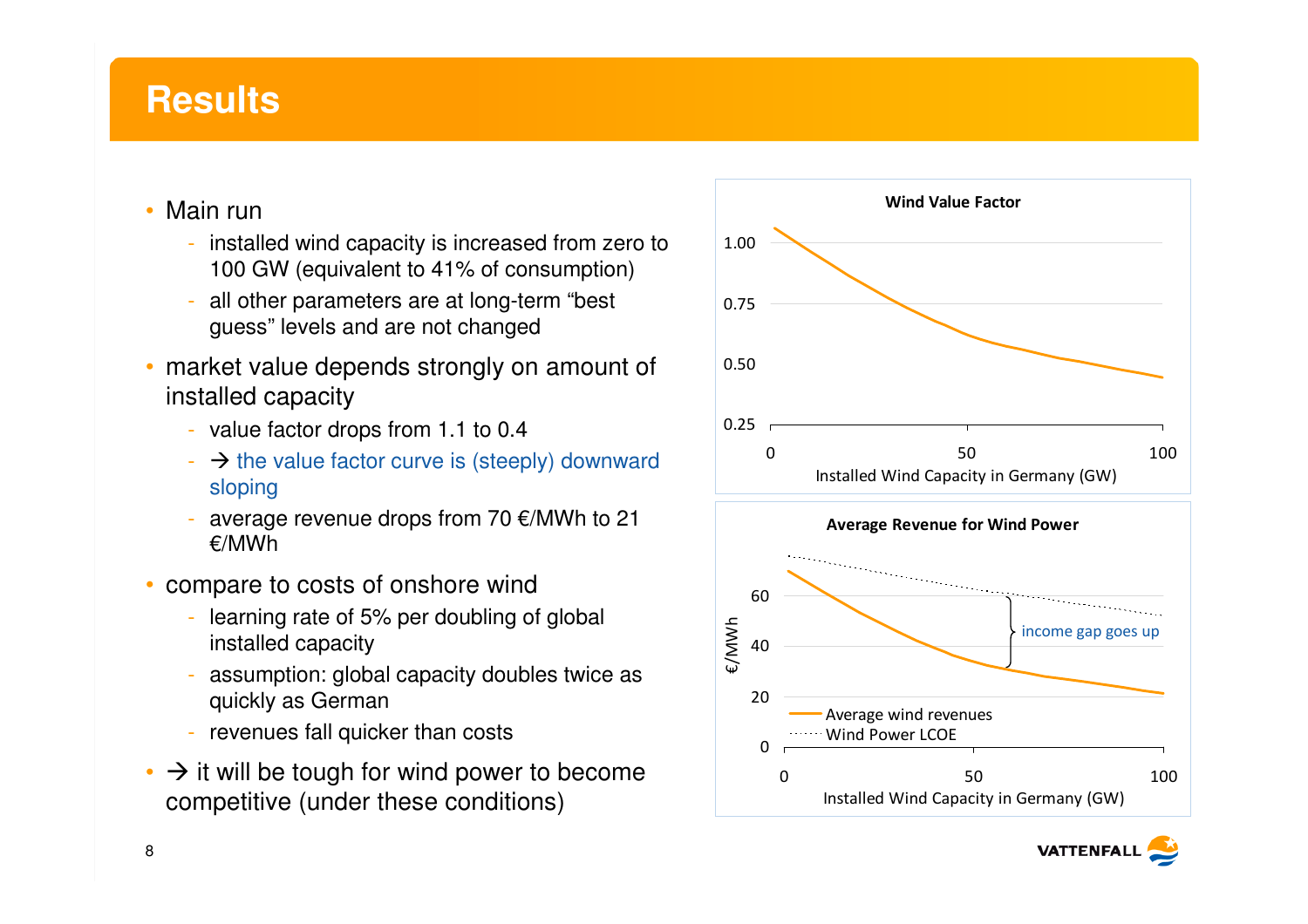# Results

- Main run
  - installed wind capacity is increased from zero to 100 GW (equivalent to 41% of consumption)
  - all other parameters are at long-term “best guess” levels and are not changed
- market value depends strongly on amount of installed capacity
  - value factor drops from 1.1 to 0.4
  - → the value factor curve is (steeply) downward sloping
  - average revenue drops from 70 €/MWh to 21 €/MWh
- compare to costs of onshore wind
  - learning rate of 5% per doubling of global installed capacity
  - assumption: global capacity doubles twice as quickly as German
  - revenues fall quicker than costs
- → it will be tough for wind power to become competitive (under these conditions)

Wind Value Factor

1.00
0.75
0.50
0.25
0
50
100
Installed Wind Capacity in Germany (GW)

Average Revenue for Wind Power

€/MWh
60
40
20
0
income gap goes up
Average wind revenues
Wind Power LCOE
0
50
100
Installed Wind Capacity in Germany (GW)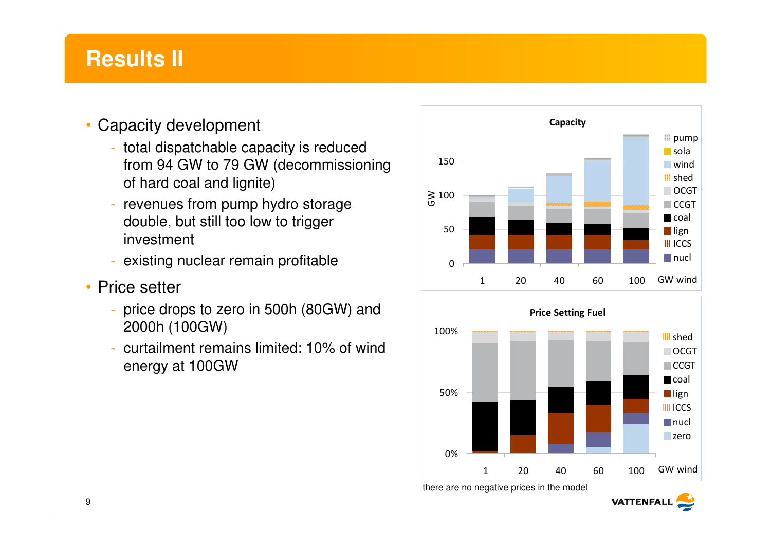# Results II

- Capacity development
  - total dispatchable capacity is reduced from 94 GW to 79 GW (decommissioning of hard coal and lignite)
  - revenues from pump hydro storage double, but still too low to trigger investment
  - existing nuclear remain profitable
- Price setter
  - price drops to zero in 500h (80GW) and 2000h (100GW)
  - curtailment remains limited: 10% of wind energy at 100GW

Capacity

GW

0
50
100
150

1
20
40
60
100
GW wind

pump
sola
wind
shed
OCGT
CCGT
coal
lign
ICCS
nucl

Price Setting Fuel

0%
50%
100%

1
20
40
60
100
GW wind

shed
OCGT
CCGT
coal
lign
ICCS
nucl
zero

there are no negative prices in the model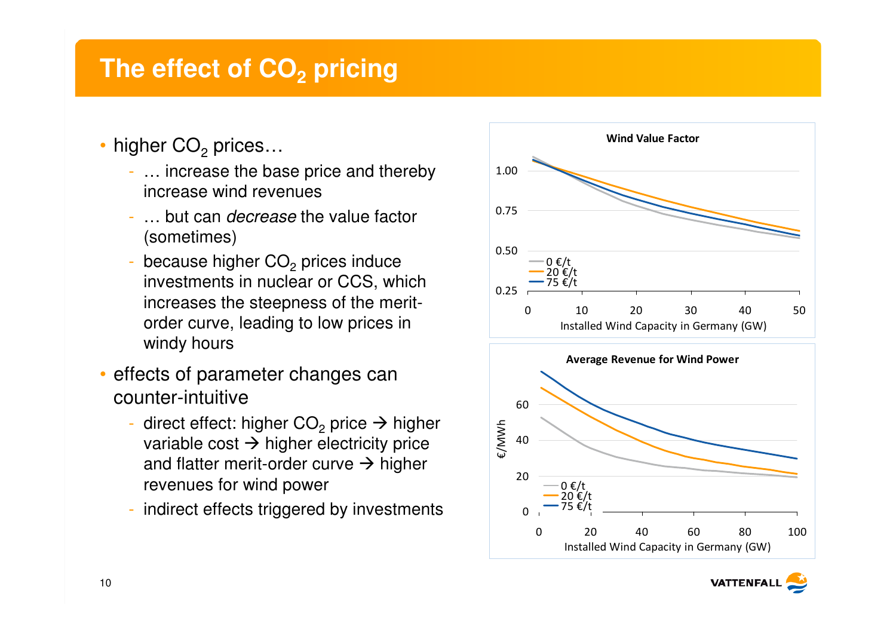# The effect of $CO_2$ pricing

- higher $CO_2$ prices…
  - … increase the base price and thereby increase wind revenues
  - … but can *decrease* the value factor (sometimes)
  - because higher $CO_2$ prices induce investments in nuclear or CCS, which increases the steepness of the merit-order curve, leading to low prices in windy hours
- effects of parameter changes can counter-intuitive
  - direct effect: higher $CO_2$ price → higher variable cost → higher electricity price and flatter merit-order curve → higher revenues for wind power
  - indirect effects triggered by investments

**Wind Value Factor**

1.00
0.75
0.50
0.25

0 €/t
20 €/t
75 €/t

0 10 20 30 40 50

Installed Wind Capacity in Germany (GW)

**Average Revenue for Wind Power**

€/MWh

60
40
20
0

0 €/t
20 €/t
75 €/t

0 20 40 60 80 100

Installed Wind Capacity in Germany (GW)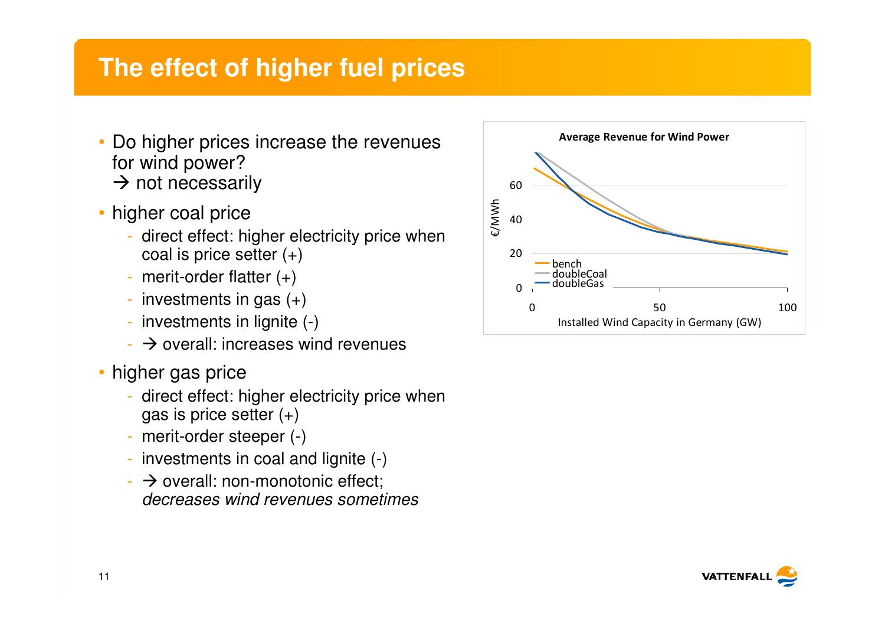# The effect of higher fuel prices

- Do higher prices increase the revenues for wind power?
  → not necessarily
- higher coal price
  - direct effect: higher electricity price when coal is price setter (+)
  - merit-order flatter (+)
  - investments in gas (+)
  - investments in lignite (-)
  - → overall: increases wind revenues
- higher gas price
  - direct effect: higher electricity price when gas is price setter (+)
  - merit-order steeper (-)
  - investments in coal and lignite (-)
  - → overall: non-monotonic effect; *decreases wind revenues sometimes*

Average Revenue for Wind Power

€/MWh

0
20
40
60

0
50
100

Installed Wind Capacity in Germany (GW)

bench
doubleCoal
doubleGas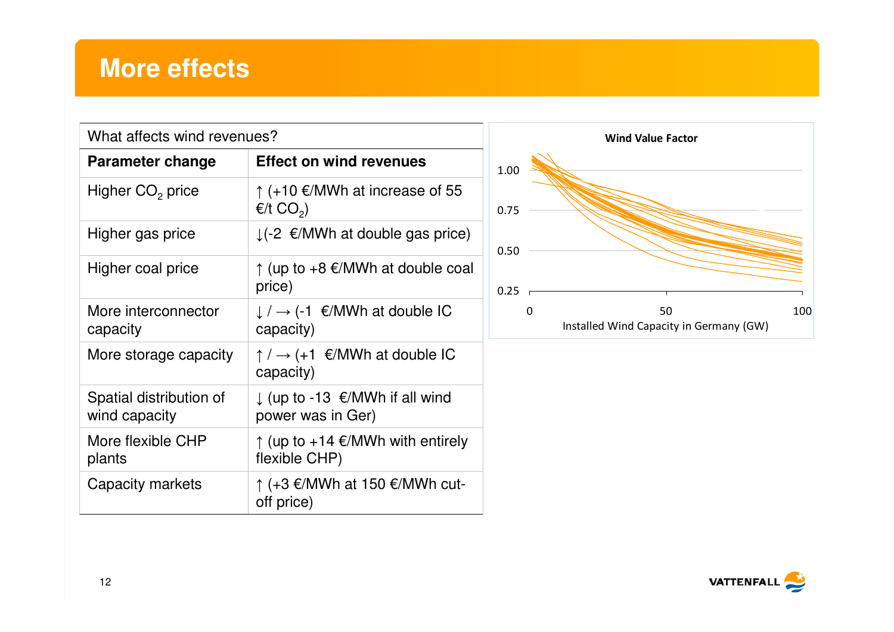# More effects

| What affects wind revenues? | |
|---|---|
| **Parameter change** | **Effect on wind revenues** |
| Higher $CO_2$ price | ↑ (+10 €/MWh at increase of 55 €/t $CO_2$) |
| Higher gas price | ↓(-2 €/MWh at double gas price) |
| Higher coal price | ↑ (up to +8 €/MWh at double coal price) |
| More interconnector capacity | ↓ / → (-1 €/MWh at double IC capacity) |
| More storage capacity | ↑ / → (+1 €/MWh at double IC capacity) |
| Spatial distribution of wind capacity | ↓ (up to -13 €/MWh if all wind power was in Ger) |
| More flexible CHP plants | ↑ (up to +14 €/MWh with entirely flexible CHP) |
| Capacity markets | ↑ (+3 €/MWh at 150 €/MWh cut-off price) |

Wind Value Factor

1.00
0.75
0.50
0.25

0
50
100

Installed Wind Capacity in Germany (GW)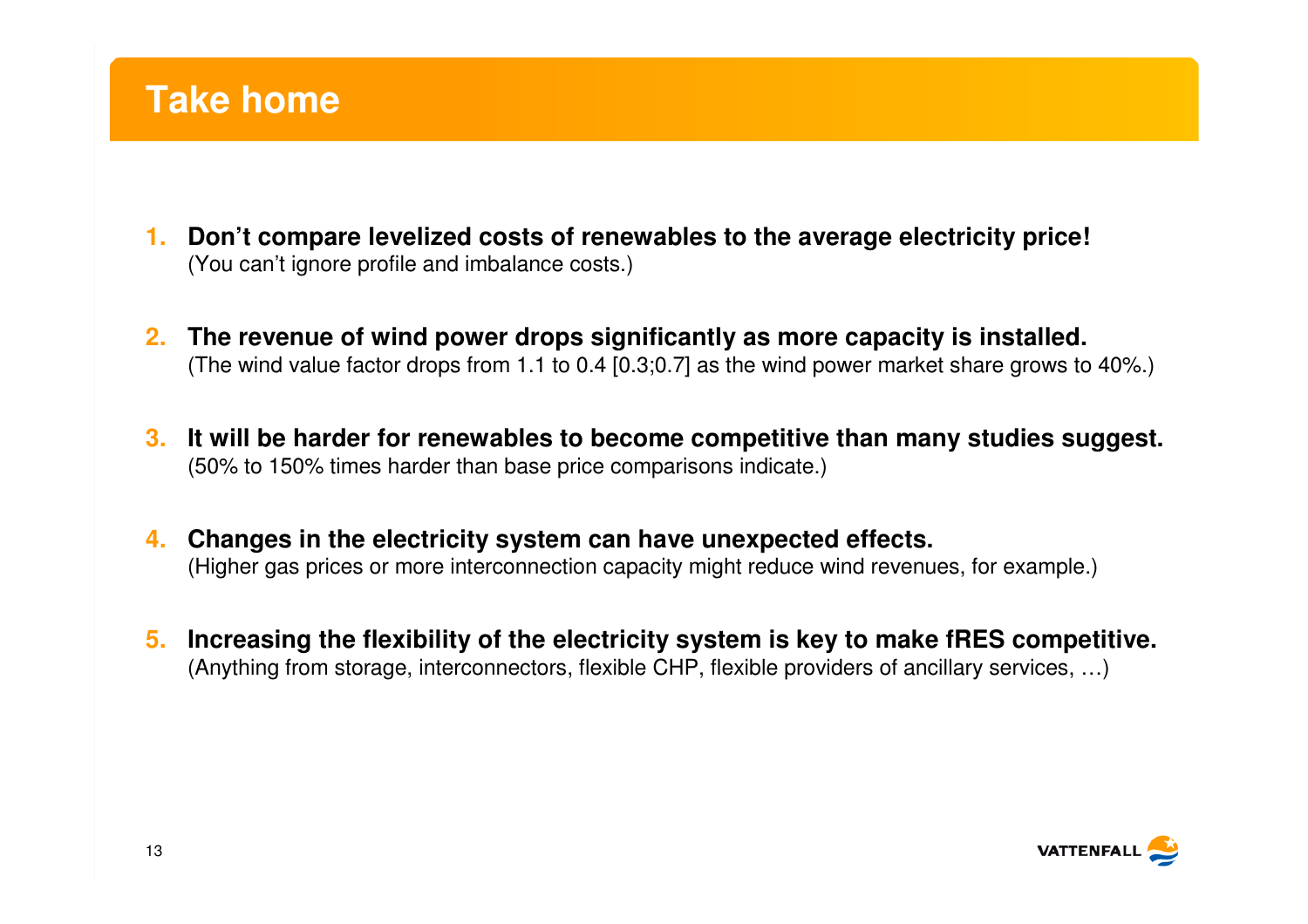# Take home

1. **Don't compare levelized costs of renewables to the average electricity price!**
   (You can't ignore profile and imbalance costs.)

2. **The revenue of wind power drops significantly as more capacity is installed.**
   (The wind value factor drops from 1.1 to 0.4 [0.3;0.7] as the wind power market share grows to 40%.)

3. **It will be harder for renewables to become competitive than many studies suggest.**
   (50% to 150% times harder than base price comparisons indicate.)

4. **Changes in the electricity system can have unexpected effects.**
   (Higher gas prices or more interconnection capacity might reduce wind revenues, for example.)

5. **Increasing the flexibility of the electricity system is key to make fRES competitive.**
   (Anything from storage, interconnectors, flexible CHP, flexible providers of ancillary services, …)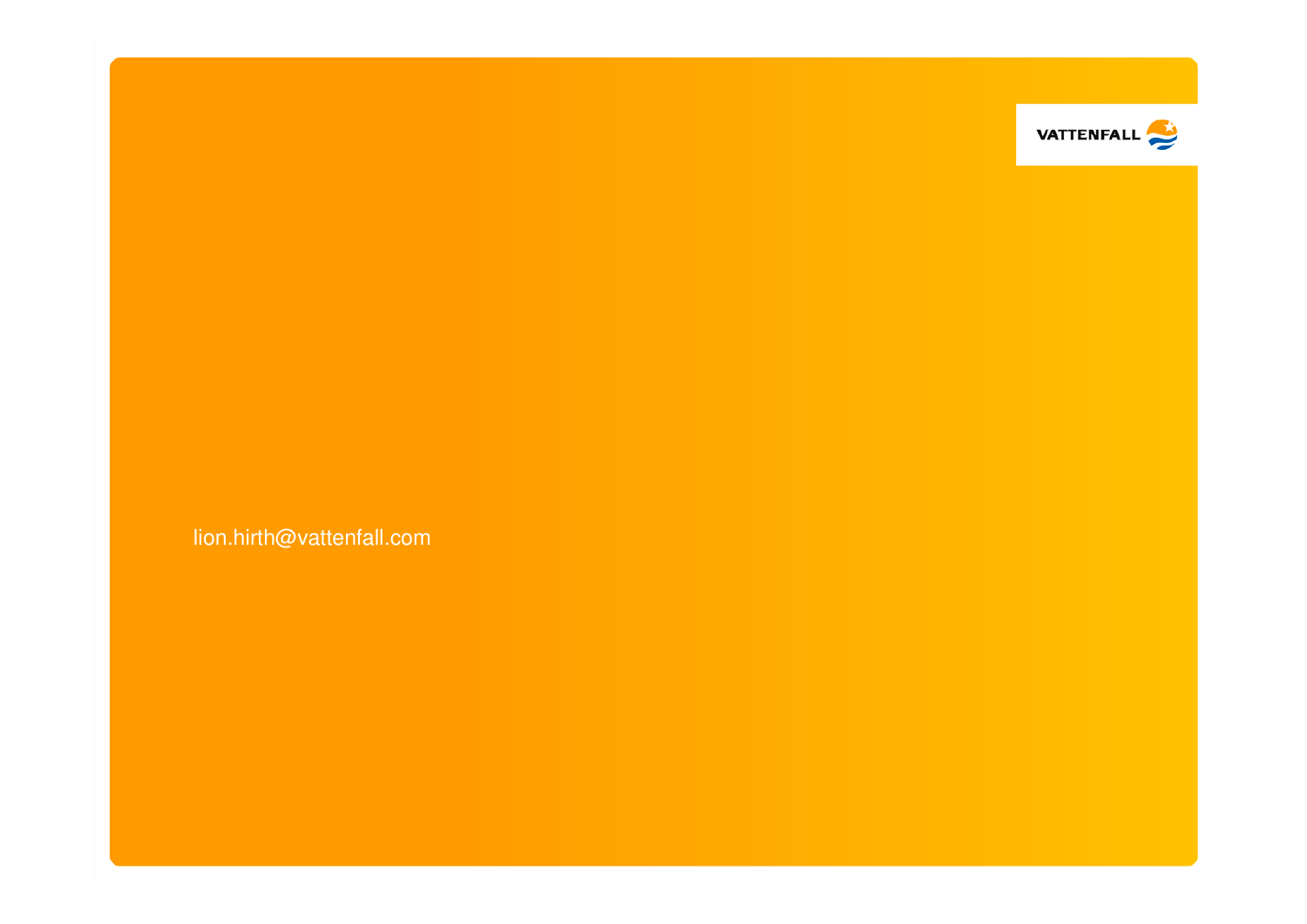lion.hirth@vattenfall.com